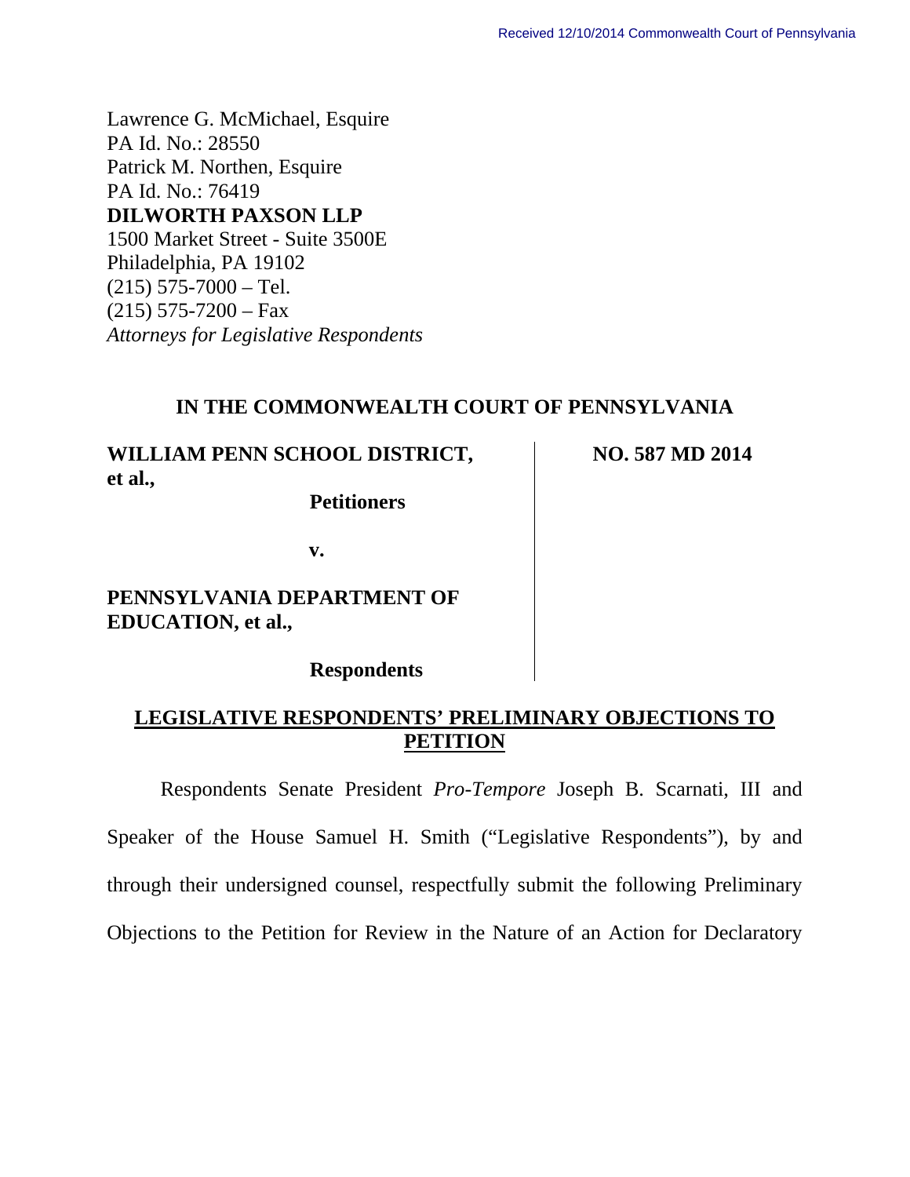Received 12/10/2014 Commonwealth Court of Pennsylvania

Lawrence G. McMichael, Esquire
PA Id. No.: 28550
Patrick M. Northen, Esquire
PA Id. No.: 76419
**DILWORTH PAXSON LLP**
1500 Market Street - Suite 3500E
Philadelphia, PA 19102
(215) 575-7000 – Tel.
(215) 575-7200 – Fax
*Attorneys for Legislative Respondents*

**IN THE COMMONWEALTH COURT OF PENNSYLVANIA**

| | |
|---|---|
| **WILLIAM PENN SCHOOL DISTRICT, et al.,** **Petitioners** **v.** **PENNSYLVANIA DEPARTMENT OF EDUCATION, et al.,** **Respondents** | **NO. 587 MD 2014** |

**LEGISLATIVE RESPONDENTS' PRELIMINARY OBJECTIONS TO PETITION**

Respondents Senate President *Pro-Tempore* Joseph B. Scarnati, III and Speaker of the House Samuel H. Smith ("Legislative Respondents"), by and through their undersigned counsel, respectfully submit the following Preliminary Objections to the Petition for Review in the Nature of an Action for Declaratory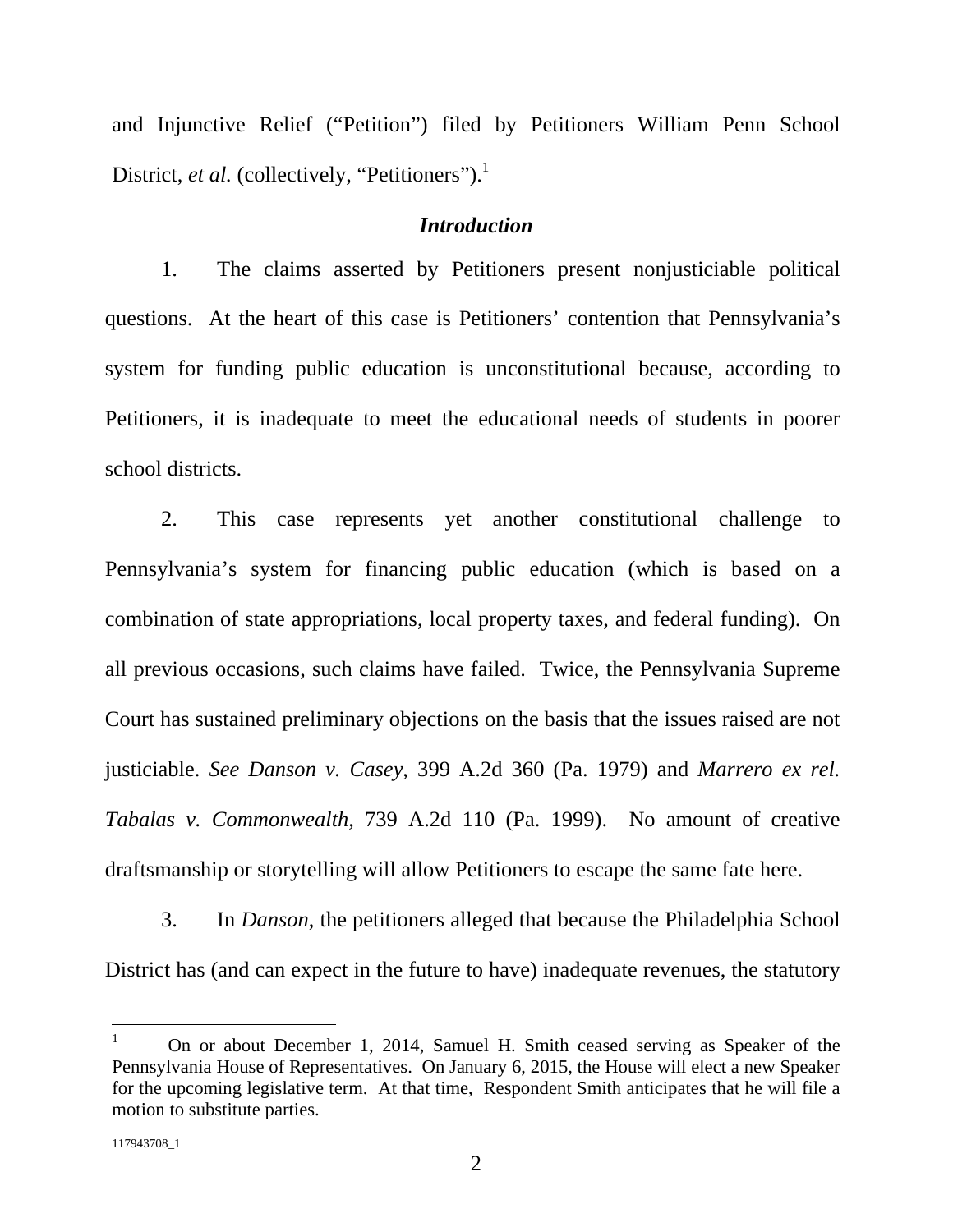and Injunctive Relief ("Petition") filed by Petitioners William Penn School District, *et al.* (collectively, "Petitioners").[1]

### *Introduction*

1. The claims asserted by Petitioners present nonjusticiable political questions. At the heart of this case is Petitioners' contention that Pennsylvania's system for funding public education is unconstitutional because, according to Petitioners, it is inadequate to meet the educational needs of students in poorer school districts.

2. This case represents yet another constitutional challenge to Pennsylvania's system for financing public education (which is based on a combination of state appropriations, local property taxes, and federal funding). On all previous occasions, such claims have failed. Twice, the Pennsylvania Supreme Court has sustained preliminary objections on the basis that the issues raised are not justiciable. *See Danson v. Casey*, 399 A.2d 360 (Pa. 1979) and *Marrero ex rel. Tabalas v. Commonwealth*, 739 A.2d 110 (Pa. 1999). No amount of creative draftsmanship or storytelling will allow Petitioners to escape the same fate here.

3. In *Danson*, the petitioners alleged that because the Philadelphia School District has (and can expect in the future to have) inadequate revenues, the statutory

---

[1] On or about December 1, 2014, Samuel H. Smith ceased serving as Speaker of the Pennsylvania House of Representatives. On January 6, 2015, the House will elect a new Speaker for the upcoming legislative term. At that time, Respondent Smith anticipates that he will file a motion to substitute parties.

117943708_1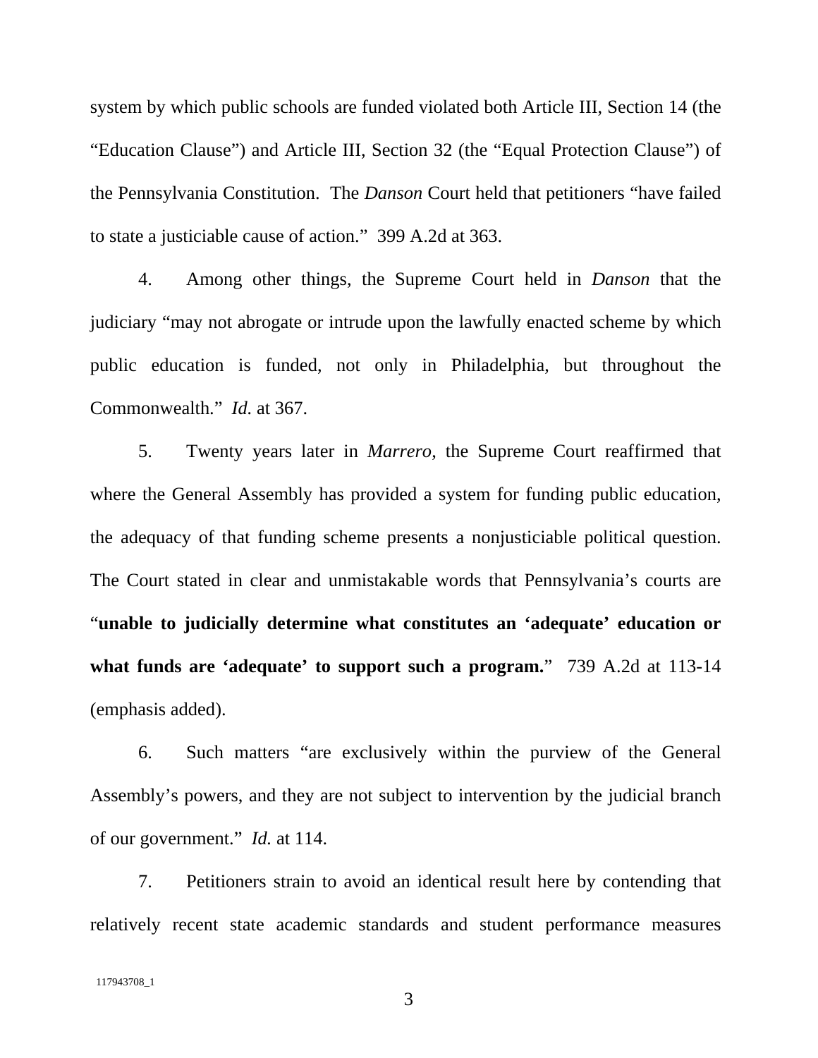system by which public schools are funded violated both Article III, Section 14 (the "Education Clause") and Article III, Section 32 (the "Equal Protection Clause") of the Pennsylvania Constitution. The *Danson* Court held that petitioners "have failed to state a justiciable cause of action." 399 A.2d at 363.

4. Among other things, the Supreme Court held in *Danson* that the judiciary "may not abrogate or intrude upon the lawfully enacted scheme by which public education is funded, not only in Philadelphia, but throughout the Commonwealth." *Id.* at 367.

5. Twenty years later in *Marrero*, the Supreme Court reaffirmed that where the General Assembly has provided a system for funding public education, the adequacy of that funding scheme presents a nonjusticiable political question. The Court stated in clear and unmistakable words that Pennsylvania's courts are "**unable to judicially determine what constitutes an 'adequate' education or what funds are 'adequate' to support such a program.**" 739 A.2d at 113-14 (emphasis added).

6. Such matters "are exclusively within the purview of the General Assembly's powers, and they are not subject to intervention by the judicial branch of our government." *Id.* at 114.

7. Petitioners strain to avoid an identical result here by contending that relatively recent state academic standards and student performance measures

117943708_1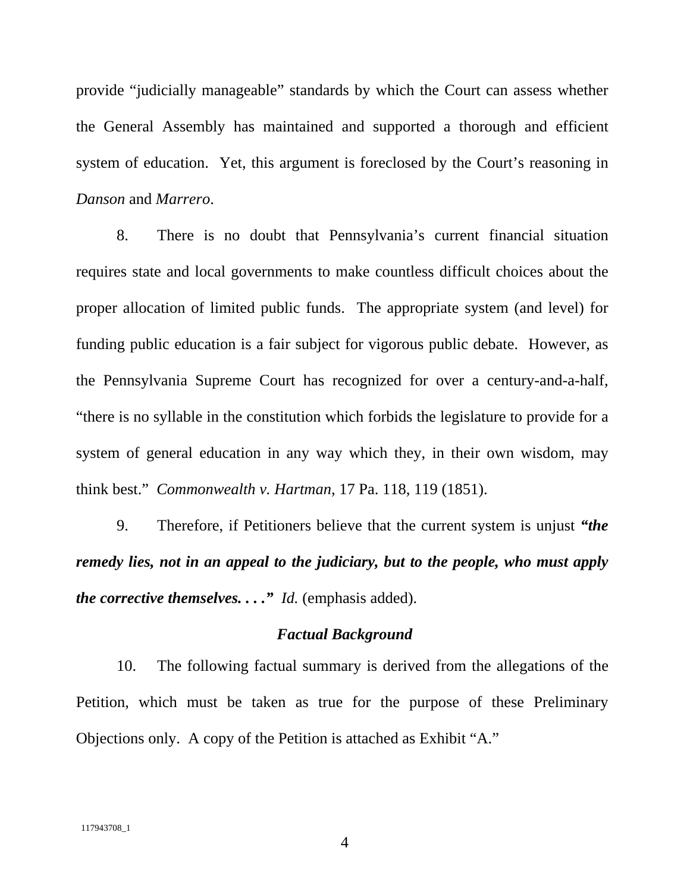provide "judicially manageable" standards by which the Court can assess whether the General Assembly has maintained and supported a thorough and efficient system of education. Yet, this argument is foreclosed by the Court's reasoning in *Danson* and *Marrero*.

8. There is no doubt that Pennsylvania's current financial situation requires state and local governments to make countless difficult choices about the proper allocation of limited public funds. The appropriate system (and level) for funding public education is a fair subject for vigorous public debate. However, as the Pennsylvania Supreme Court has recognized for over a century-and-a-half, "there is no syllable in the constitution which forbids the legislature to provide for a system of general education in any way which they, in their own wisdom, may think best." *Commonwealth v. Hartman*, 17 Pa. 118, 119 (1851).

9. Therefore, if Petitioners believe that the current system is unjust ***"the remedy lies, not in an appeal to the judiciary, but to the people, who must apply the corrective themselves. . . ."*** *Id.* (emphasis added).

### *Factual Background*

10. The following factual summary is derived from the allegations of the Petition, which must be taken as true for the purpose of these Preliminary Objections only. A copy of the Petition is attached as Exhibit "A."

117943708_1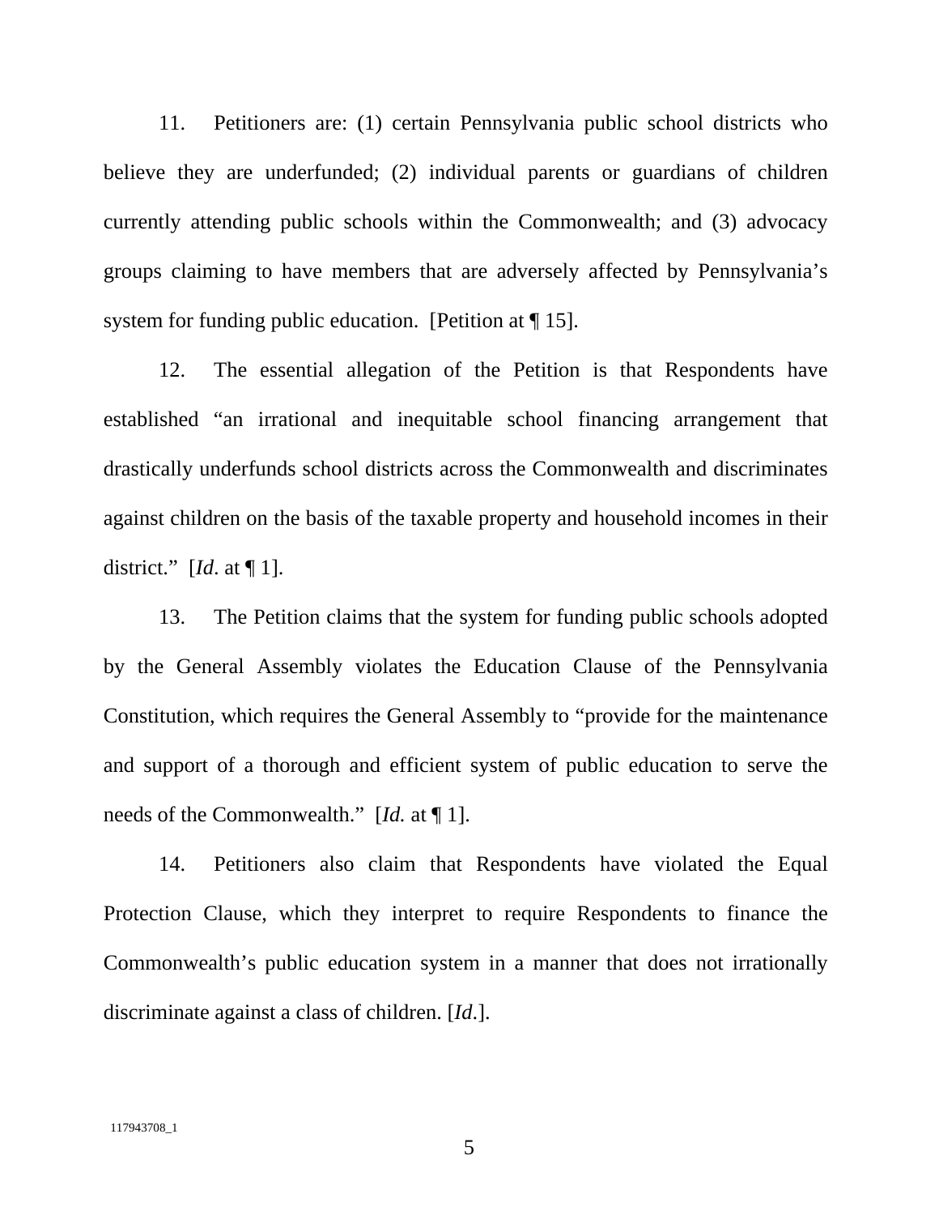11. Petitioners are: (1) certain Pennsylvania public school districts who believe they are underfunded; (2) individual parents or guardians of children currently attending public schools within the Commonwealth; and (3) advocacy groups claiming to have members that are adversely affected by Pennsylvania's system for funding public education. [Petition at ¶ 15].

12. The essential allegation of the Petition is that Respondents have established "an irrational and inequitable school financing arrangement that drastically underfunds school districts across the Commonwealth and discriminates against children on the basis of the taxable property and household incomes in their district." [*Id*. at ¶ 1].

13. The Petition claims that the system for funding public schools adopted by the General Assembly violates the Education Clause of the Pennsylvania Constitution, which requires the General Assembly to "provide for the maintenance and support of a thorough and efficient system of public education to serve the needs of the Commonwealth." [*Id.* at ¶ 1].

14. Petitioners also claim that Respondents have violated the Equal Protection Clause, which they interpret to require Respondents to finance the Commonwealth's public education system in a manner that does not irrationally discriminate against a class of children. [*Id*.].

117943708_1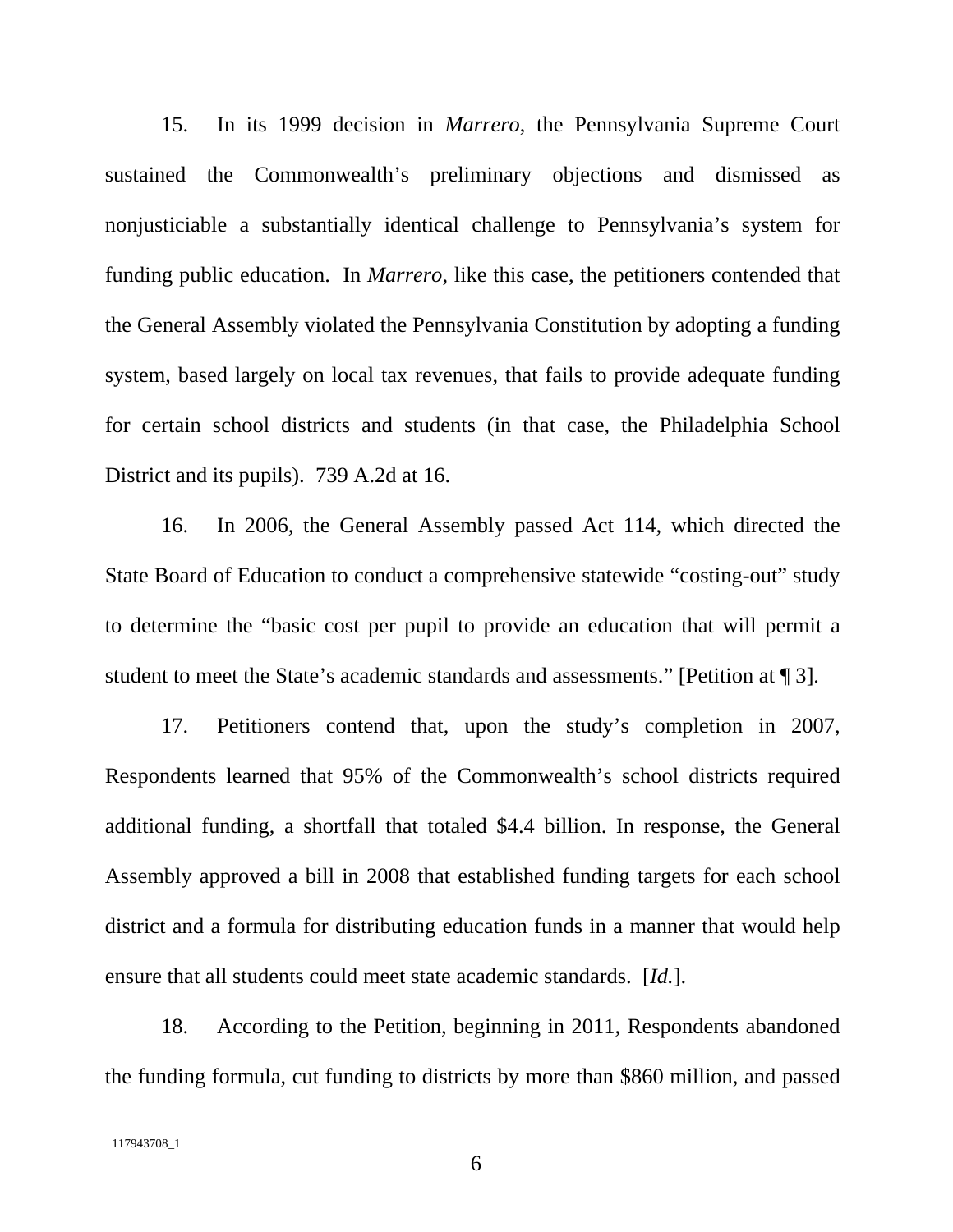15. In its 1999 decision in *Marrero*, the Pennsylvania Supreme Court sustained the Commonwealth's preliminary objections and dismissed as nonjusticiable a substantially identical challenge to Pennsylvania's system for funding public education. In *Marrero*, like this case, the petitioners contended that the General Assembly violated the Pennsylvania Constitution by adopting a funding system, based largely on local tax revenues, that fails to provide adequate funding for certain school districts and students (in that case, the Philadelphia School District and its pupils). 739 A.2d at 16.

16. In 2006, the General Assembly passed Act 114, which directed the State Board of Education to conduct a comprehensive statewide "costing-out" study to determine the "basic cost per pupil to provide an education that will permit a student to meet the State's academic standards and assessments." [Petition at ¶ 3].

17. Petitioners contend that, upon the study's completion in 2007, Respondents learned that 95% of the Commonwealth's school districts required additional funding, a shortfall that totaled $4.4 billion. In response, the General Assembly approved a bill in 2008 that established funding targets for each school district and a formula for distributing education funds in a manner that would help ensure that all students could meet state academic standards. [*Id.*].

18. According to the Petition, beginning in 2011, Respondents abandoned the funding formula, cut funding to districts by more than $860 million, and passed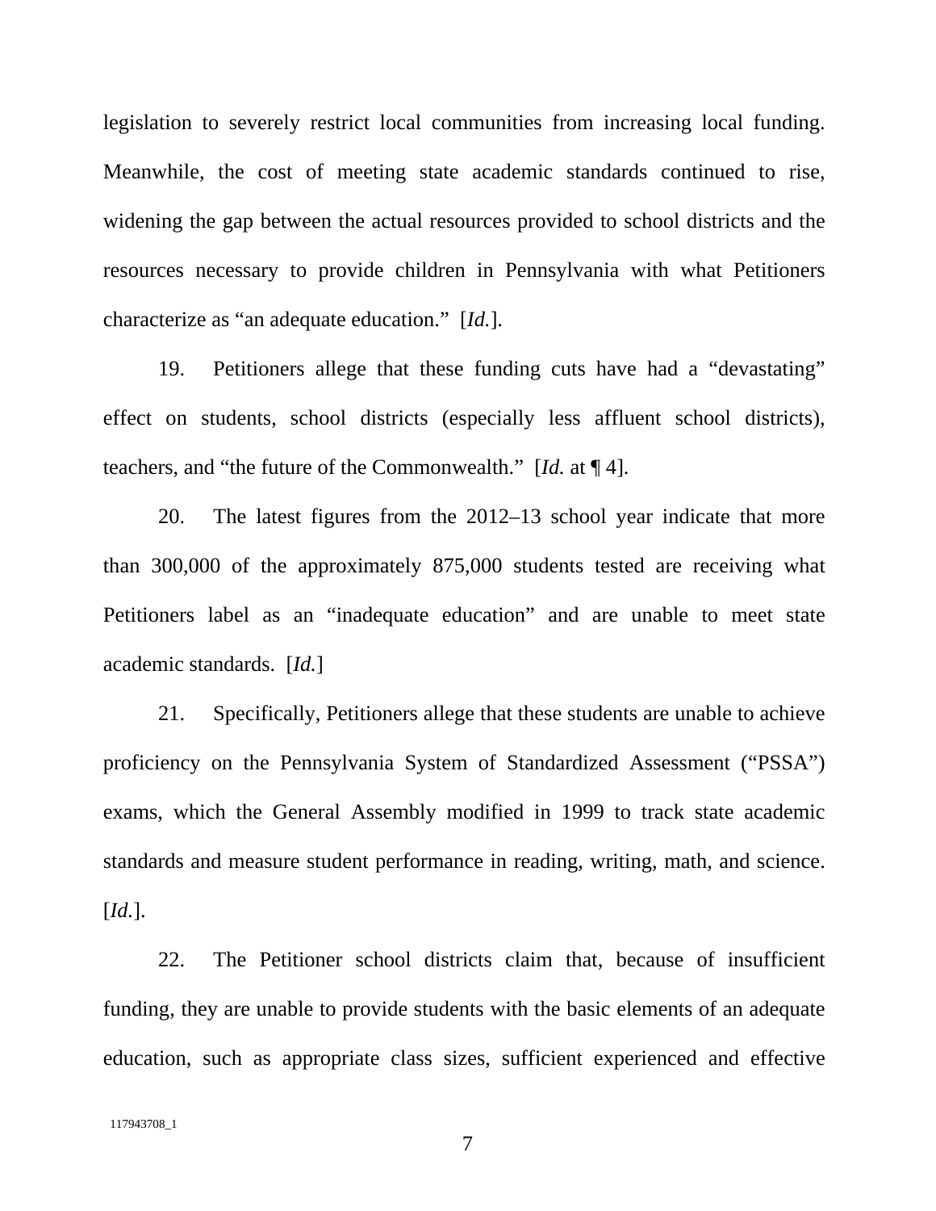legislation to severely restrict local communities from increasing local funding. Meanwhile, the cost of meeting state academic standards continued to rise, widening the gap between the actual resources provided to school districts and the resources necessary to provide children in Pennsylvania with what Petitioners characterize as "an adequate education." [*Id.*].

19. Petitioners allege that these funding cuts have had a "devastating" effect on students, school districts (especially less affluent school districts), teachers, and "the future of the Commonwealth." [*Id.* at ¶ 4].

20. The latest figures from the 2012–13 school year indicate that more than 300,000 of the approximately 875,000 students tested are receiving what Petitioners label as an "inadequate education" and are unable to meet state academic standards. [*Id.*]

21. Specifically, Petitioners allege that these students are unable to achieve proficiency on the Pennsylvania System of Standardized Assessment ("PSSA") exams, which the General Assembly modified in 1999 to track state academic standards and measure student performance in reading, writing, math, and science. [*Id.*].

22. The Petitioner school districts claim that, because of insufficient funding, they are unable to provide students with the basic elements of an adequate education, such as appropriate class sizes, sufficient experienced and effective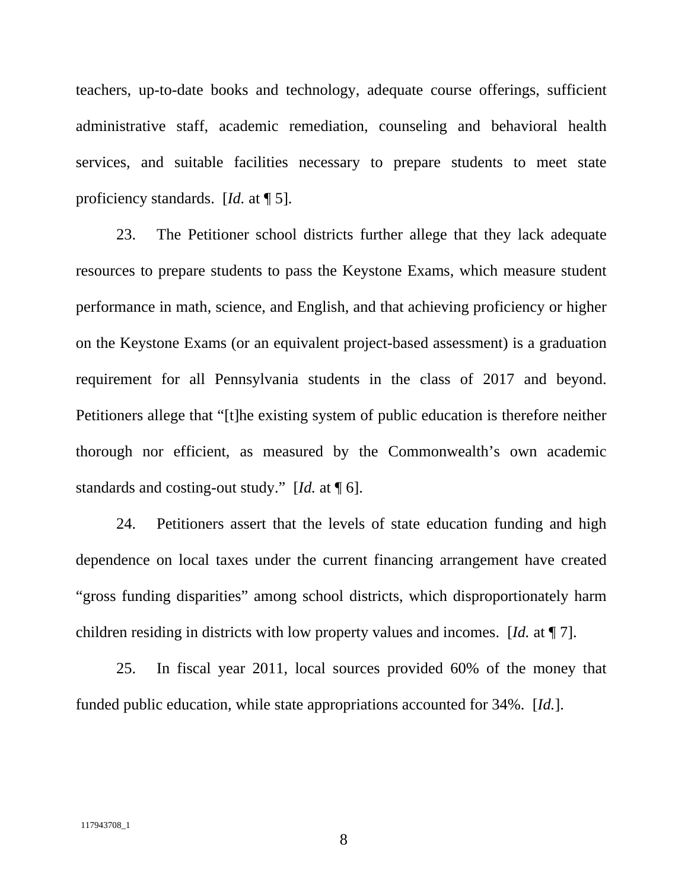teachers, up-to-date books and technology, adequate course offerings, sufficient administrative staff, academic remediation, counseling and behavioral health services, and suitable facilities necessary to prepare students to meet state proficiency standards. [*Id.* at ¶ 5].

23. The Petitioner school districts further allege that they lack adequate resources to prepare students to pass the Keystone Exams, which measure student performance in math, science, and English, and that achieving proficiency or higher on the Keystone Exams (or an equivalent project-based assessment) is a graduation requirement for all Pennsylvania students in the class of 2017 and beyond. Petitioners allege that "[t]he existing system of public education is therefore neither thorough nor efficient, as measured by the Commonwealth's own academic standards and costing-out study." [*Id.* at ¶ 6].

24. Petitioners assert that the levels of state education funding and high dependence on local taxes under the current financing arrangement have created "gross funding disparities" among school districts, which disproportionately harm children residing in districts with low property values and incomes. [*Id.* at ¶ 7].

25. In fiscal year 2011, local sources provided 60% of the money that funded public education, while state appropriations accounted for 34%. [*Id.*].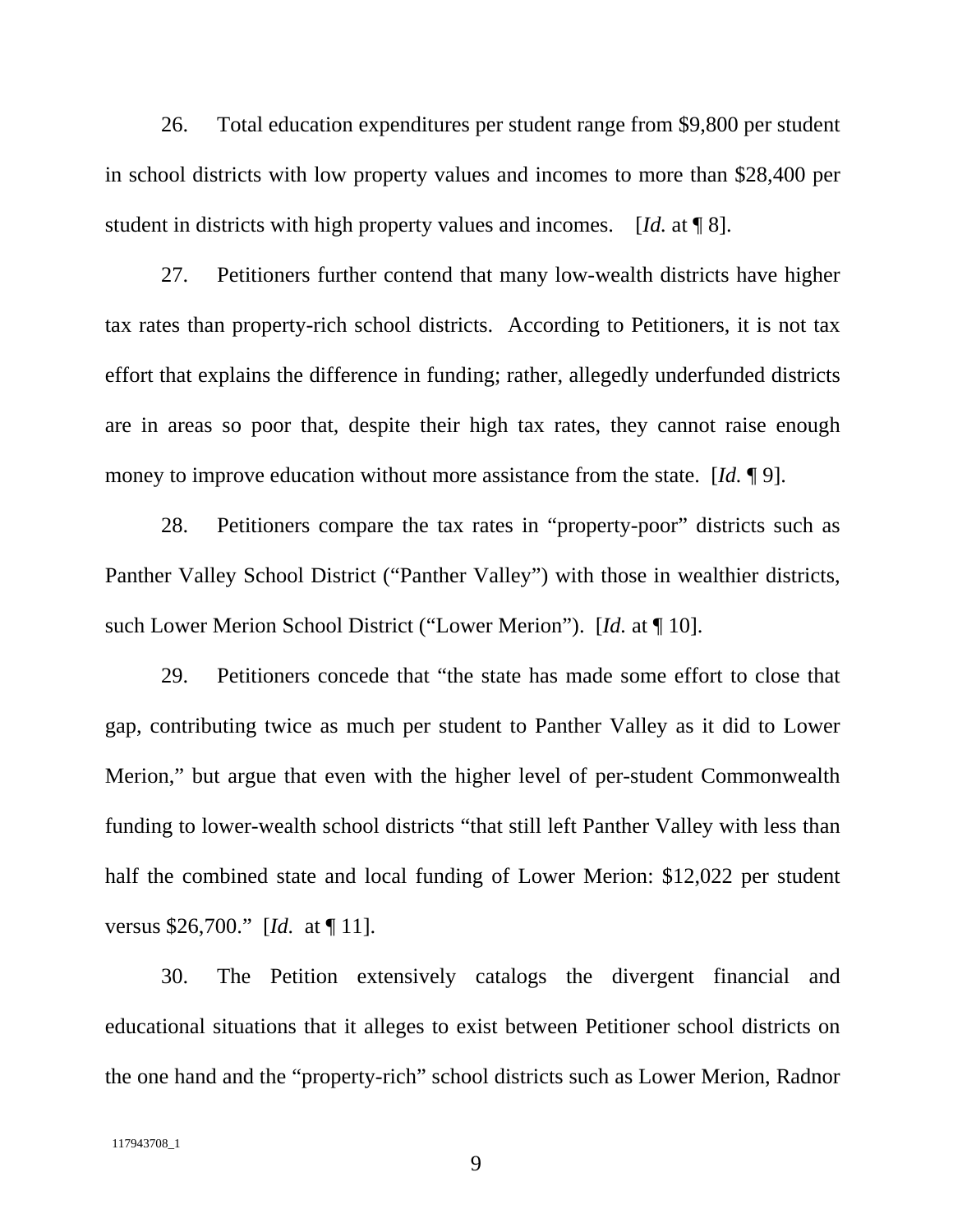26. Total education expenditures per student range from $9,800 per student in school districts with low property values and incomes to more than $28,400 per student in districts with high property values and incomes. [*Id.* at ¶ 8].

27. Petitioners further contend that many low-wealth districts have higher tax rates than property-rich school districts. According to Petitioners, it is not tax effort that explains the difference in funding; rather, allegedly underfunded districts are in areas so poor that, despite their high tax rates, they cannot raise enough money to improve education without more assistance from the state. [*Id.* ¶ 9].

28. Petitioners compare the tax rates in "property-poor" districts such as Panther Valley School District ("Panther Valley") with those in wealthier districts, such Lower Merion School District ("Lower Merion"). [*Id.* at ¶ 10].

29. Petitioners concede that "the state has made some effort to close that gap, contributing twice as much per student to Panther Valley as it did to Lower Merion," but argue that even with the higher level of per-student Commonwealth funding to lower-wealth school districts "that still left Panther Valley with less than half the combined state and local funding of Lower Merion: $12,022 per student versus $26,700." [*Id.* at ¶ 11].

30. The Petition extensively catalogs the divergent financial and educational situations that it alleges to exist between Petitioner school districts on the one hand and the "property-rich" school districts such as Lower Merion, Radnor

117943708_1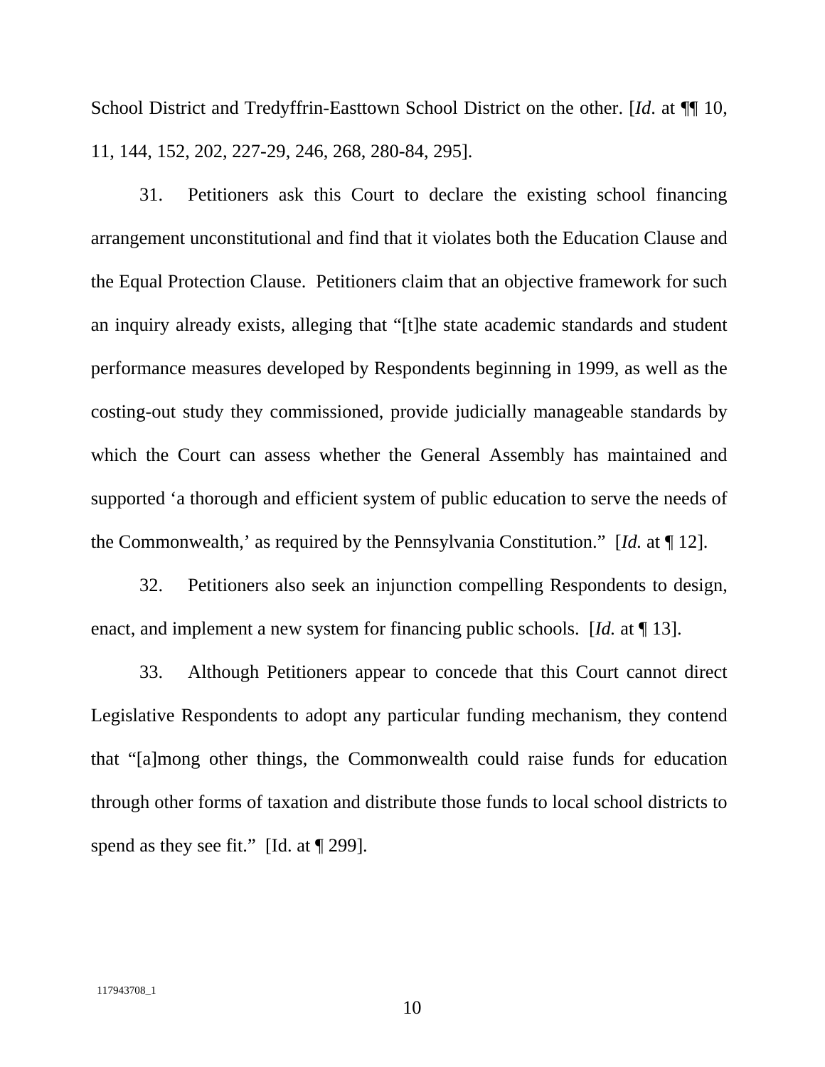School District and Tredyffrin-Easttown School District on the other. [*Id*. at ¶¶ 10, 11, 144, 152, 202, 227-29, 246, 268, 280-84, 295].

31. Petitioners ask this Court to declare the existing school financing arrangement unconstitutional and find that it violates both the Education Clause and the Equal Protection Clause. Petitioners claim that an objective framework for such an inquiry already exists, alleging that "[t]he state academic standards and student performance measures developed by Respondents beginning in 1999, as well as the costing-out study they commissioned, provide judicially manageable standards by which the Court can assess whether the General Assembly has maintained and supported 'a thorough and efficient system of public education to serve the needs of the Commonwealth,' as required by the Pennsylvania Constitution." [*Id.* at ¶ 12].

32. Petitioners also seek an injunction compelling Respondents to design, enact, and implement a new system for financing public schools. [*Id.* at ¶ 13].

33. Although Petitioners appear to concede that this Court cannot direct Legislative Respondents to adopt any particular funding mechanism, they contend that "[a]mong other things, the Commonwealth could raise funds for education through other forms of taxation and distribute those funds to local school districts to spend as they see fit." [Id. at ¶ 299].

117943708_1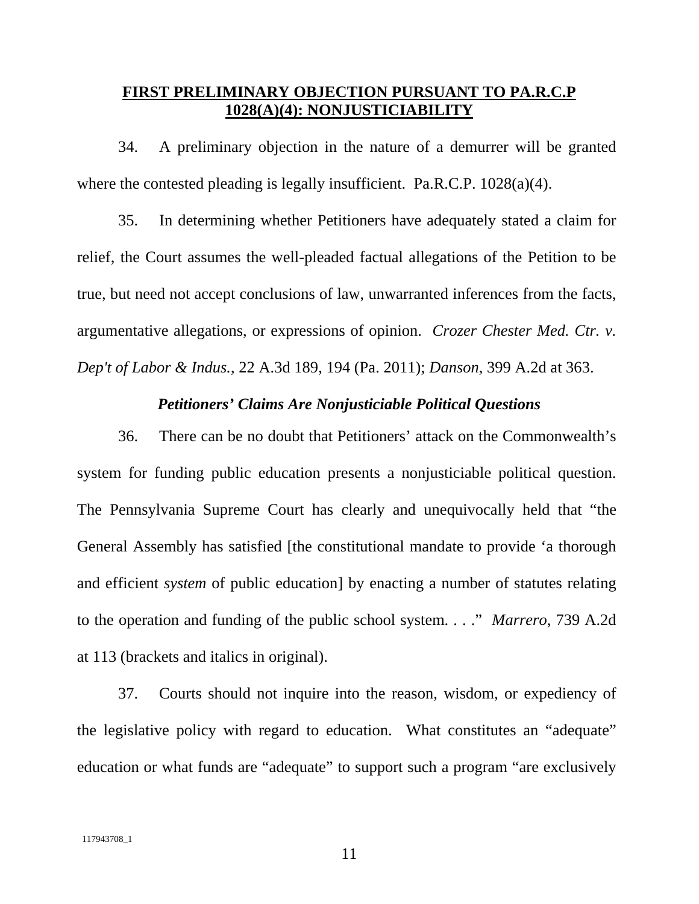## **FIRST PRELIMINARY OBJECTION PURSUANT TO PA.R.C.P 1028(A)(4): NONJUSTICIABILITY**

34. A preliminary objection in the nature of a demurrer will be granted where the contested pleading is legally insufficient. Pa.R.C.P. 1028(a)(4).

35. In determining whether Petitioners have adequately stated a claim for relief, the Court assumes the well-pleaded factual allegations of the Petition to be true, but need not accept conclusions of law, unwarranted inferences from the facts, argumentative allegations, or expressions of opinion. *Crozer Chester Med. Ctr. v. Dep't of Labor & Indus.*, 22 A.3d 189, 194 (Pa. 2011); *Danson*, 399 A.2d at 363.

### ***Petitioners' Claims Are Nonjusticiable Political Questions***

36. There can be no doubt that Petitioners' attack on the Commonwealth's system for funding public education presents a nonjusticiable political question. The Pennsylvania Supreme Court has clearly and unequivocally held that "the General Assembly has satisfied [the constitutional mandate to provide 'a thorough and efficient *system* of public education] by enacting a number of statutes relating to the operation and funding of the public school system. . . ." *Marrero*, 739 A.2d at 113 (brackets and italics in original).

37. Courts should not inquire into the reason, wisdom, or expediency of the legislative policy with regard to education. What constitutes an "adequate" education or what funds are "adequate" to support such a program "are exclusively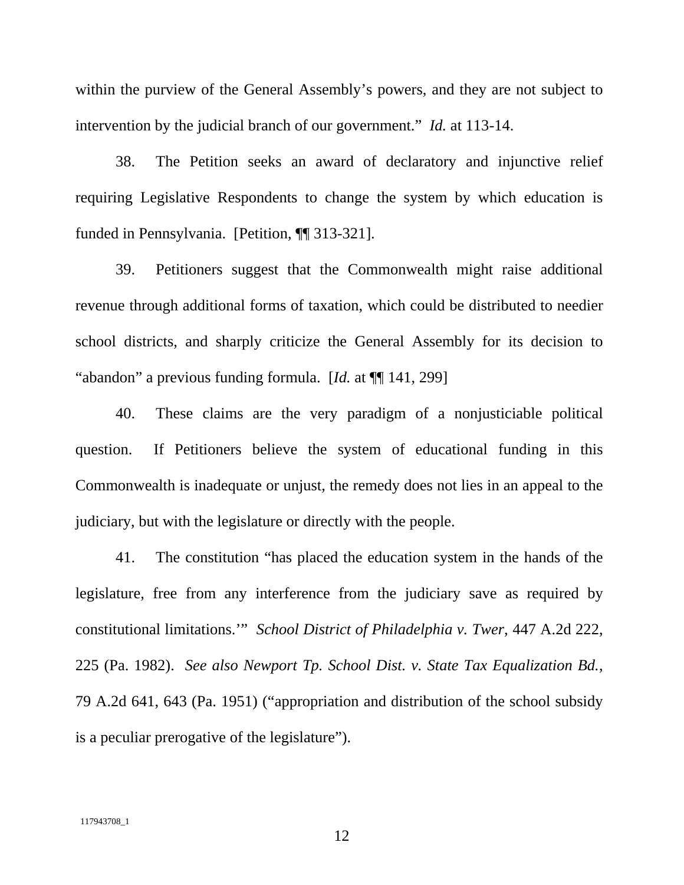within the purview of the General Assembly's powers, and they are not subject to intervention by the judicial branch of our government." *Id.* at 113-14.

38. The Petition seeks an award of declaratory and injunctive relief requiring Legislative Respondents to change the system by which education is funded in Pennsylvania. [Petition, ¶¶ 313-321].

39. Petitioners suggest that the Commonwealth might raise additional revenue through additional forms of taxation, which could be distributed to needier school districts, and sharply criticize the General Assembly for its decision to "abandon" a previous funding formula. [*Id.* at ¶¶ 141, 299]

40. These claims are the very paradigm of a nonjusticiable political question. If Petitioners believe the system of educational funding in this Commonwealth is inadequate or unjust, the remedy does not lies in an appeal to the judiciary, but with the legislature or directly with the people.

41. The constitution "has placed the education system in the hands of the legislature, free from any interference from the judiciary save as required by constitutional limitations.'" *School District of Philadelphia v. Twer*, 447 A.2d 222, 225 (Pa. 1982). *See also Newport Tp. School Dist. v. State Tax Equalization Bd.*, 79 A.2d 641, 643 (Pa. 1951) ("appropriation and distribution of the school subsidy is a peculiar prerogative of the legislature").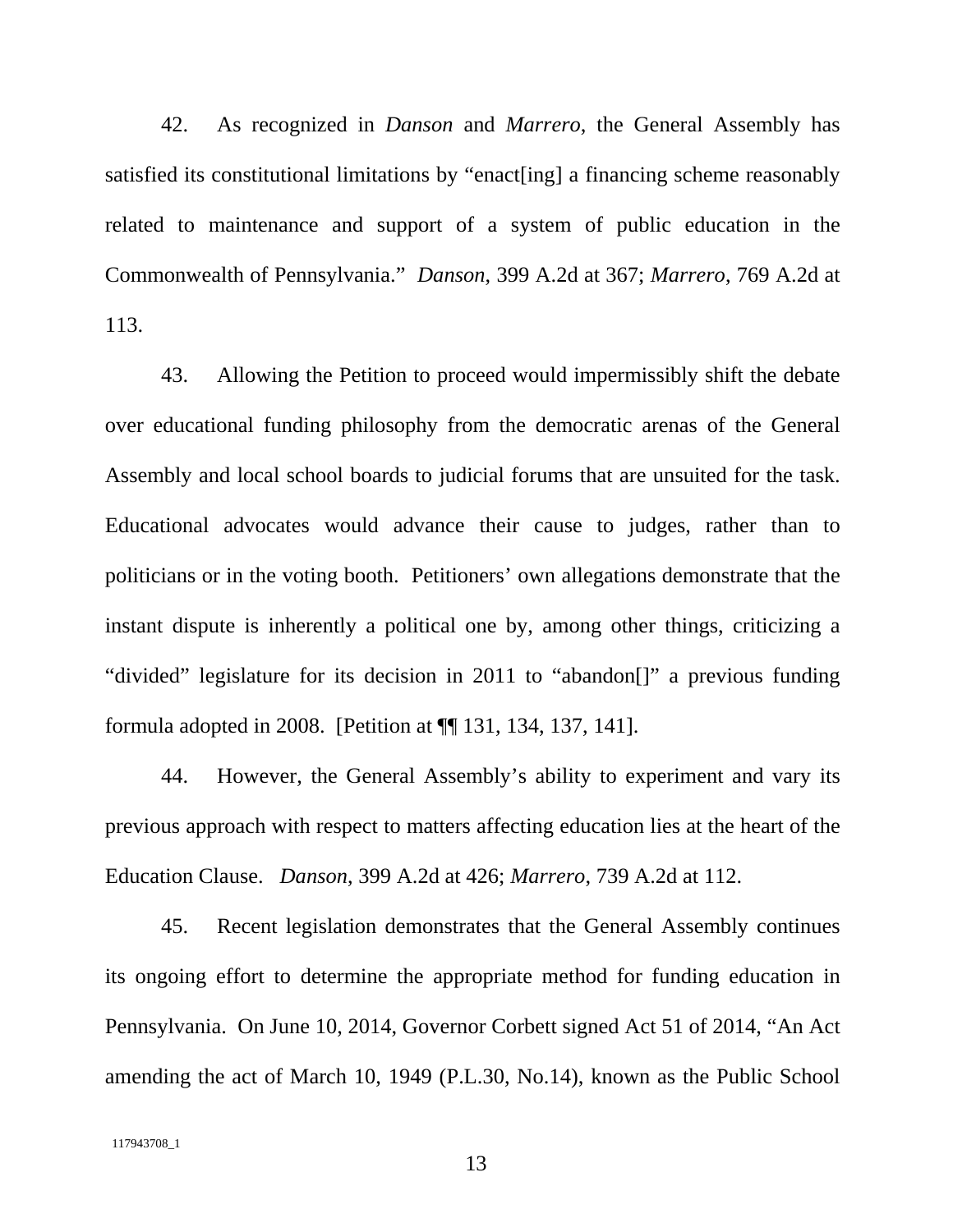42. As recognized in *Danson* and *Marrero*, the General Assembly has satisfied its constitutional limitations by "enact[ing] a financing scheme reasonably related to maintenance and support of a system of public education in the Commonwealth of Pennsylvania." *Danson*, 399 A.2d at 367; *Marrero*, 769 A.2d at 113.

43. Allowing the Petition to proceed would impermissibly shift the debate over educational funding philosophy from the democratic arenas of the General Assembly and local school boards to judicial forums that are unsuited for the task. Educational advocates would advance their cause to judges, rather than to politicians or in the voting booth. Petitioners' own allegations demonstrate that the instant dispute is inherently a political one by, among other things, criticizing a "divided" legislature for its decision in 2011 to "abandon[]" a previous funding formula adopted in 2008. [Petition at ¶¶ 131, 134, 137, 141].

44. However, the General Assembly's ability to experiment and vary its previous approach with respect to matters affecting education lies at the heart of the Education Clause. *Danson*, 399 A.2d at 426; *Marrero*, 739 A.2d at 112.

45. Recent legislation demonstrates that the General Assembly continues its ongoing effort to determine the appropriate method for funding education in Pennsylvania. On June 10, 2014, Governor Corbett signed Act 51 of 2014, "An Act amending the act of March 10, 1949 (P.L.30, No.14), known as the Public School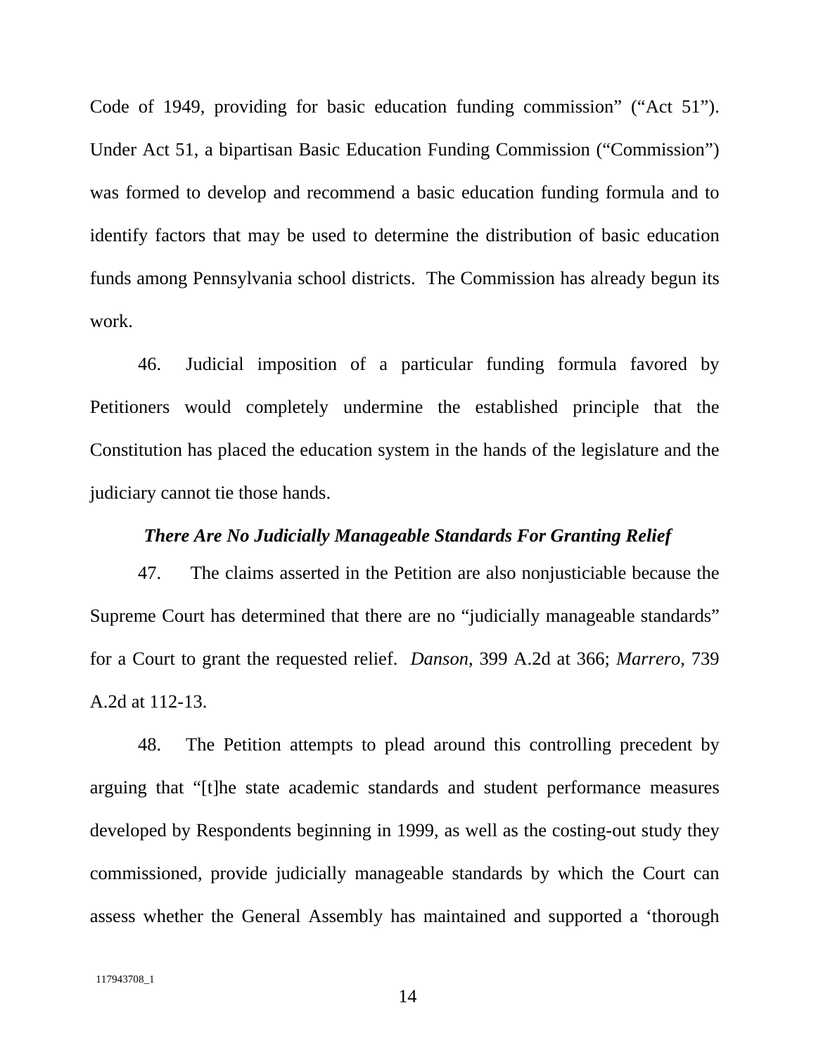Code of 1949, providing for basic education funding commission" ("Act 51"). Under Act 51, a bipartisan Basic Education Funding Commission ("Commission") was formed to develop and recommend a basic education funding formula and to identify factors that may be used to determine the distribution of basic education funds among Pennsylvania school districts. The Commission has already begun its work.

46. Judicial imposition of a particular funding formula favored by Petitioners would completely undermine the established principle that the Constitution has placed the education system in the hands of the legislature and the judiciary cannot tie those hands.

***There Are No Judicially Manageable Standards For Granting Relief***

47. The claims asserted in the Petition are also nonjusticiable because the Supreme Court has determined that there are no "judicially manageable standards" for a Court to grant the requested relief. *Danson*, 399 A.2d at 366; *Marrero*, 739 A.2d at 112-13.

48. The Petition attempts to plead around this controlling precedent by arguing that "[t]he state academic standards and student performance measures developed by Respondents beginning in 1999, as well as the costing-out study they commissioned, provide judicially manageable standards by which the Court can assess whether the General Assembly has maintained and supported a 'thorough

117943708_1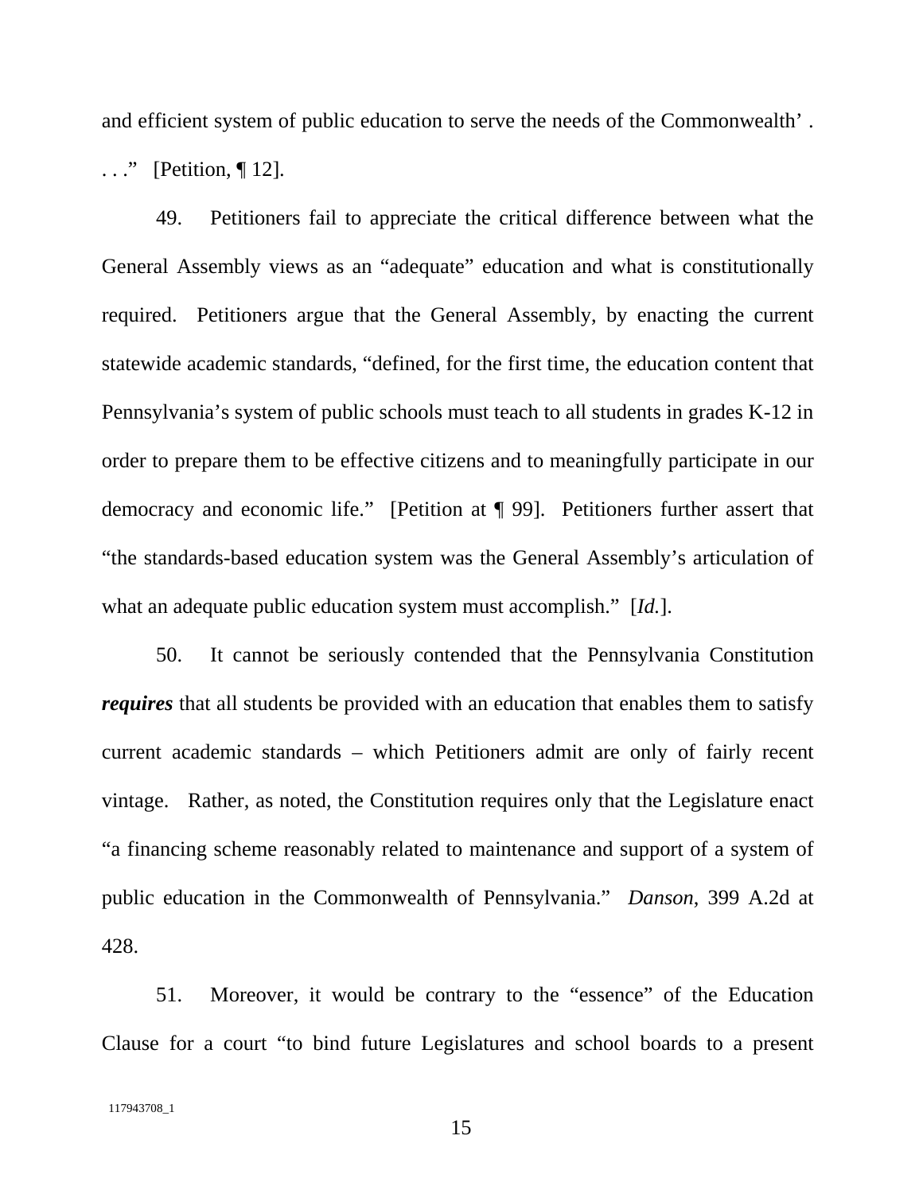and efficient system of public education to serve the needs of the Commonwealth' . . . ." [Petition, ¶ 12].

49. Petitioners fail to appreciate the critical difference between what the General Assembly views as an "adequate" education and what is constitutionally required. Petitioners argue that the General Assembly, by enacting the current statewide academic standards, "defined, for the first time, the education content that Pennsylvania's system of public schools must teach to all students in grades K-12 in order to prepare them to be effective citizens and to meaningfully participate in our democracy and economic life." [Petition at ¶ 99]. Petitioners further assert that "the standards-based education system was the General Assembly's articulation of what an adequate public education system must accomplish." [*Id.*].

50. It cannot be seriously contended that the Pennsylvania Constitution ***requires*** that all students be provided with an education that enables them to satisfy current academic standards – which Petitioners admit are only of fairly recent vintage. Rather, as noted, the Constitution requires only that the Legislature enact "a financing scheme reasonably related to maintenance and support of a system of public education in the Commonwealth of Pennsylvania." *Danson*, 399 A.2d at 428.

51. Moreover, it would be contrary to the "essence" of the Education Clause for a court "to bind future Legislatures and school boards to a present

117943708_1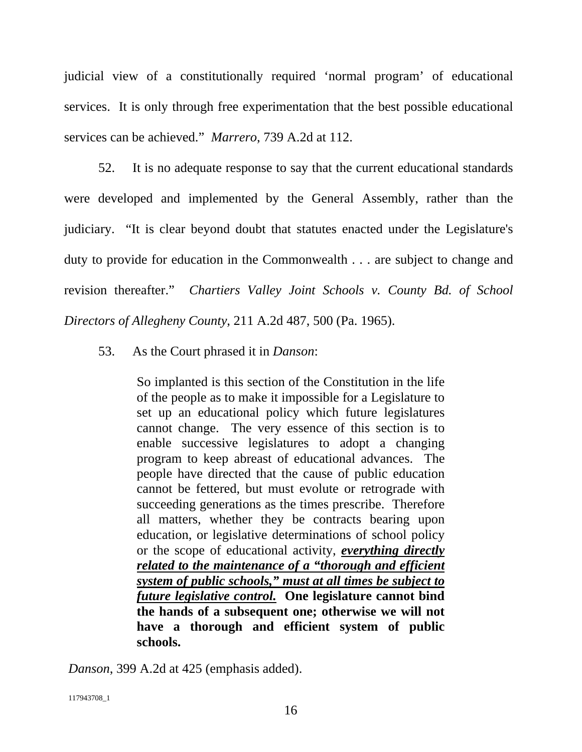judicial view of a constitutionally required 'normal program' of educational services. It is only through free experimentation that the best possible educational services can be achieved." *Marrero*, 739 A.2d at 112.

52. It is no adequate response to say that the current educational standards were developed and implemented by the General Assembly, rather than the judiciary. "It is clear beyond doubt that statutes enacted under the Legislature's duty to provide for education in the Commonwealth . . . are subject to change and revision thereafter." *Chartiers Valley Joint Schools v. County Bd. of School Directors of Allegheny County*, 211 A.2d 487, 500 (Pa. 1965).

53. As the Court phrased it in *Danson*:

> So implanted is this section of the Constitution in the life of the people as to make it impossible for a Legislature to set up an educational policy which future legislatures cannot change. The very essence of this section is to enable successive legislatures to adopt a changing program to keep abreast of educational advances. The people have directed that the cause of public education cannot be fettered, but must evolute or retrograde with succeeding generations as the times prescribe. Therefore all matters, whether they be contracts bearing upon education, or legislative determinations of school policy or the scope of educational activity, ***<u>everything directly related to the maintenance of a "thorough and efficient system of public schools," must at all times be subject to future legislative control.</u>*** **One legislature cannot bind the hands of a subsequent one; otherwise we will not have a thorough and efficient system of public schools.**

*Danson*, 399 A.2d at 425 (emphasis added).

117943708_1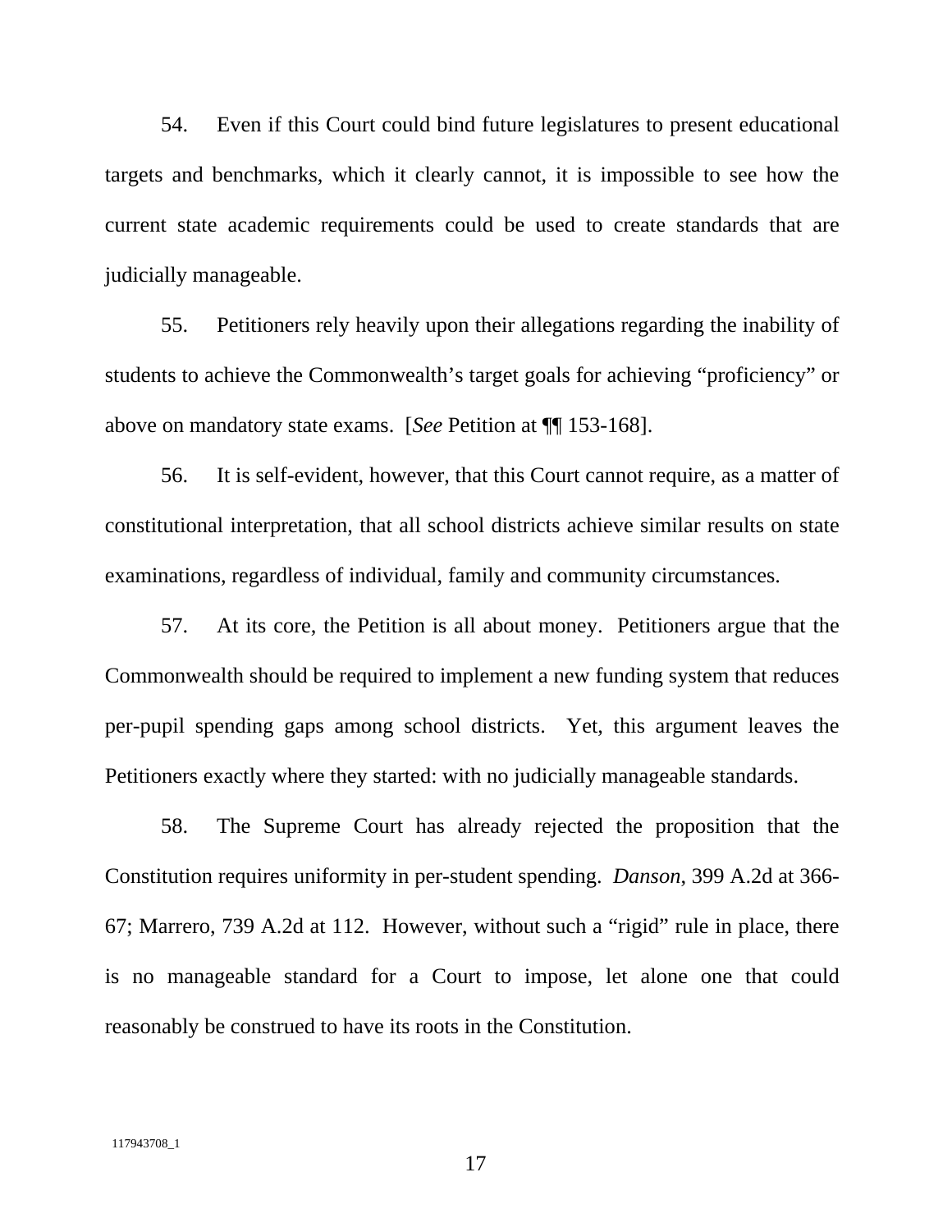54. Even if this Court could bind future legislatures to present educational targets and benchmarks, which it clearly cannot, it is impossible to see how the current state academic requirements could be used to create standards that are judicially manageable.

55. Petitioners rely heavily upon their allegations regarding the inability of students to achieve the Commonwealth's target goals for achieving "proficiency" or above on mandatory state exams. [*See* Petition at ¶¶ 153-168].

56. It is self-evident, however, that this Court cannot require, as a matter of constitutional interpretation, that all school districts achieve similar results on state examinations, regardless of individual, family and community circumstances.

57. At its core, the Petition is all about money. Petitioners argue that the Commonwealth should be required to implement a new funding system that reduces per-pupil spending gaps among school districts. Yet, this argument leaves the Petitioners exactly where they started: with no judicially manageable standards.

58. The Supreme Court has already rejected the proposition that the Constitution requires uniformity in per-student spending. *Danson*, 399 A.2d at 366-67; Marrero, 739 A.2d at 112. However, without such a "rigid" rule in place, there is no manageable standard for a Court to impose, let alone one that could reasonably be construed to have its roots in the Constitution.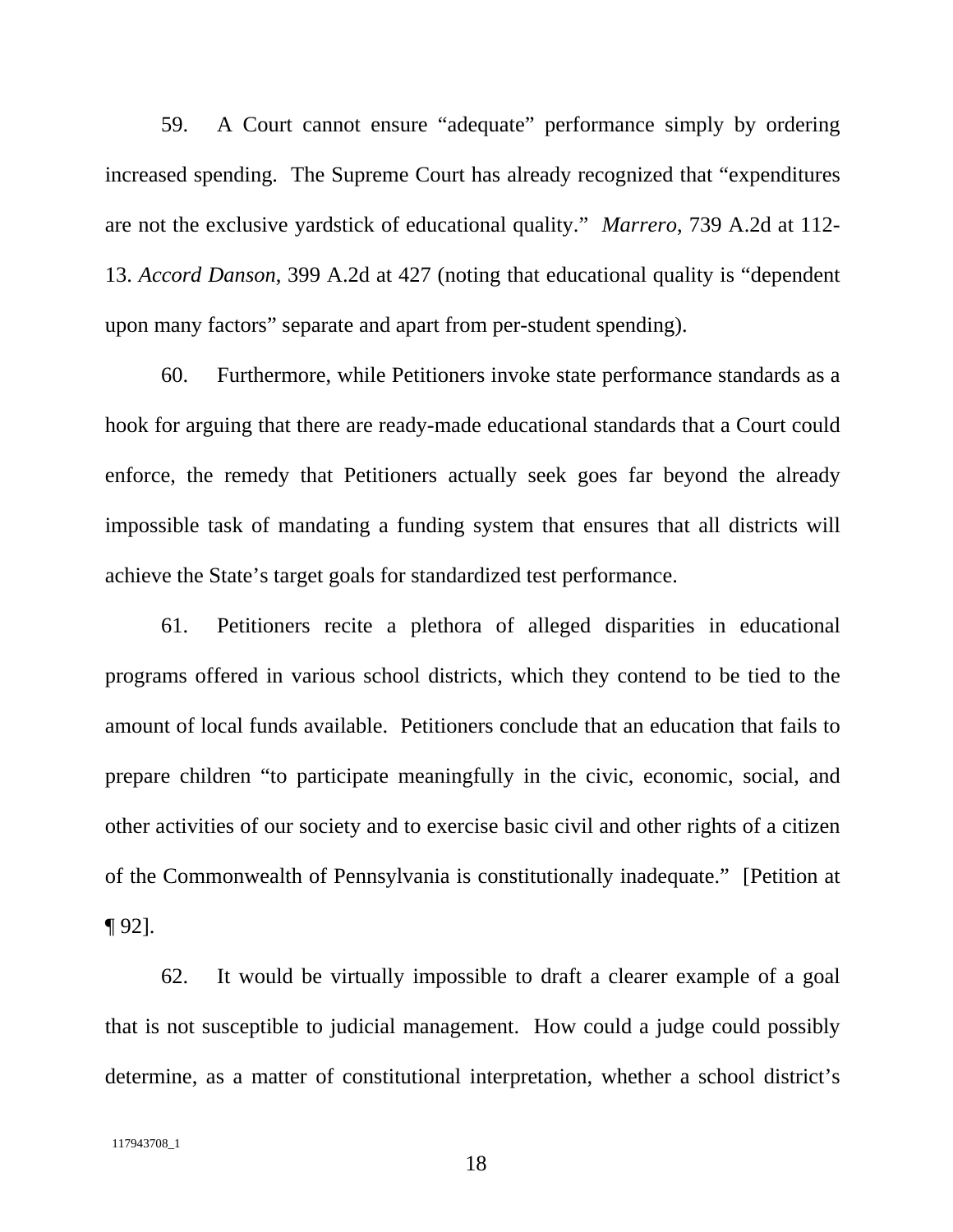59. A Court cannot ensure "adequate" performance simply by ordering increased spending. The Supreme Court has already recognized that "expenditures are not the exclusive yardstick of educational quality." *Marrero*, 739 A.2d at 112-13. *Accord Danson*, 399 A.2d at 427 (noting that educational quality is "dependent upon many factors" separate and apart from per-student spending).

60. Furthermore, while Petitioners invoke state performance standards as a hook for arguing that there are ready-made educational standards that a Court could enforce, the remedy that Petitioners actually seek goes far beyond the already impossible task of mandating a funding system that ensures that all districts will achieve the State's target goals for standardized test performance.

61. Petitioners recite a plethora of alleged disparities in educational programs offered in various school districts, which they contend to be tied to the amount of local funds available. Petitioners conclude that an education that fails to prepare children "to participate meaningfully in the civic, economic, social, and other activities of our society and to exercise basic civil and other rights of a citizen of the Commonwealth of Pennsylvania is constitutionally inadequate." [Petition at ¶ 92].

62. It would be virtually impossible to draft a clearer example of a goal that is not susceptible to judicial management. How could a judge could possibly determine, as a matter of constitutional interpretation, whether a school district's

117943708_1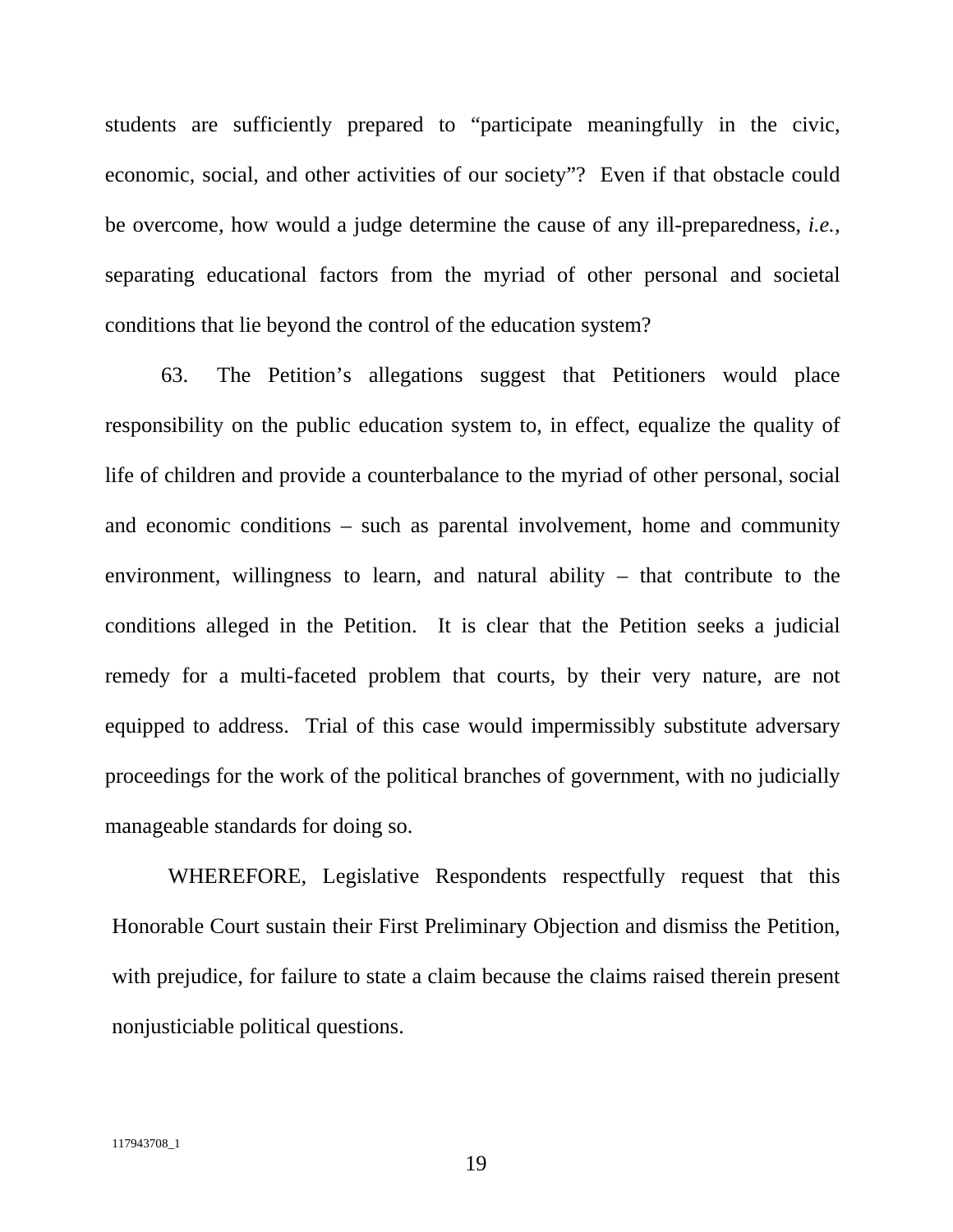students are sufficiently prepared to "participate meaningfully in the civic, economic, social, and other activities of our society"? Even if that obstacle could be overcome, how would a judge determine the cause of any ill-preparedness, *i.e.*, separating educational factors from the myriad of other personal and societal conditions that lie beyond the control of the education system?

63. The Petition's allegations suggest that Petitioners would place responsibility on the public education system to, in effect, equalize the quality of life of children and provide a counterbalance to the myriad of other personal, social and economic conditions – such as parental involvement, home and community environment, willingness to learn, and natural ability – that contribute to the conditions alleged in the Petition. It is clear that the Petition seeks a judicial remedy for a multi-faceted problem that courts, by their very nature, are not equipped to address. Trial of this case would impermissibly substitute adversary proceedings for the work of the political branches of government, with no judicially manageable standards for doing so.

WHEREFORE, Legislative Respondents respectfully request that this Honorable Court sustain their First Preliminary Objection and dismiss the Petition, with prejudice, for failure to state a claim because the claims raised therein present nonjusticiable political questions.

117943708_1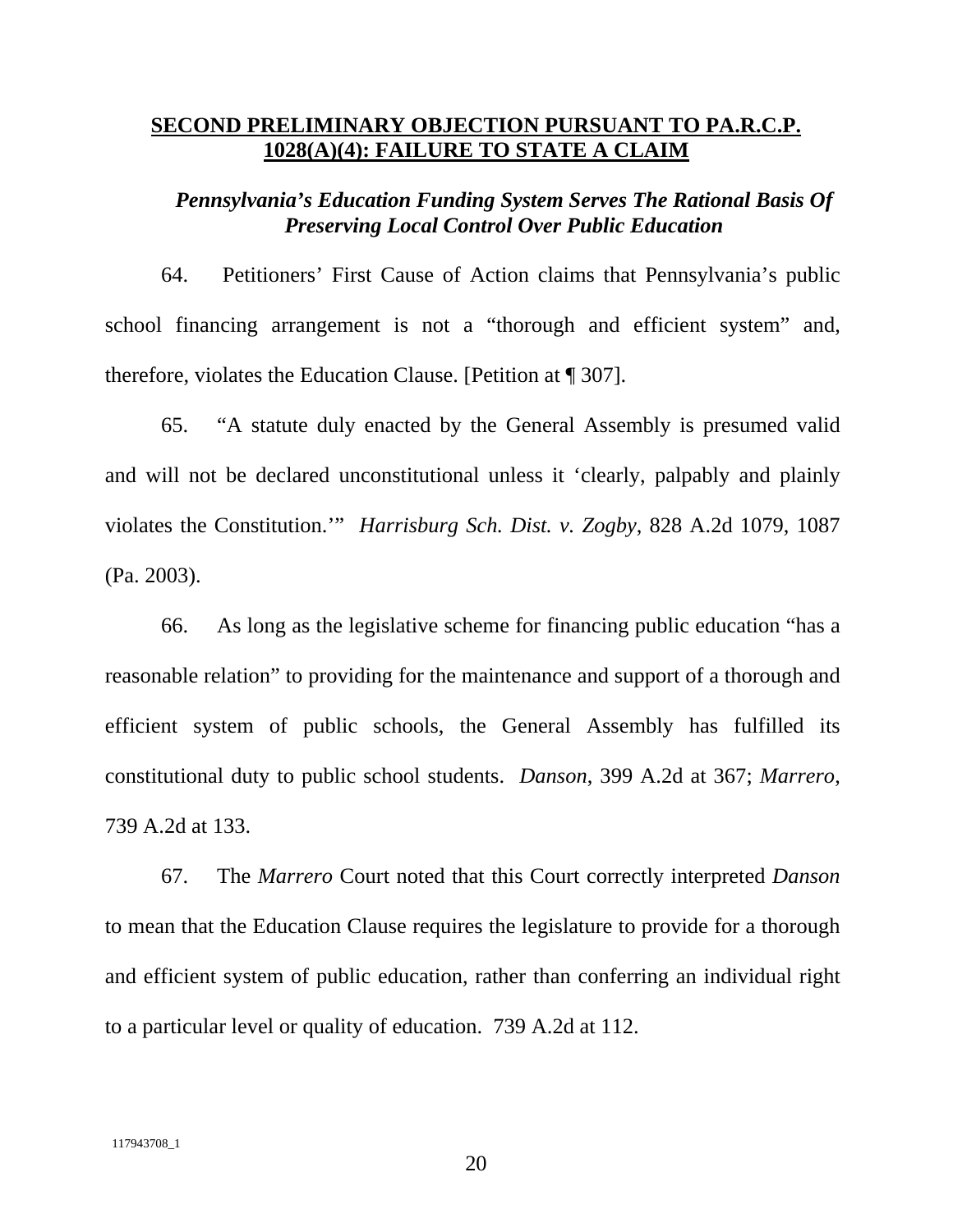## SECOND PRELIMINARY OBJECTION PURSUANT TO PA.R.C.P. 1028(A)(4): FAILURE TO STATE A CLAIM

### *Pennsylvania's Education Funding System Serves The Rational Basis Of Preserving Local Control Over Public Education*

64. Petitioners' First Cause of Action claims that Pennsylvania's public school financing arrangement is not a "thorough and efficient system" and, therefore, violates the Education Clause. [Petition at ¶ 307].

65. "A statute duly enacted by the General Assembly is presumed valid and will not be declared unconstitutional unless it 'clearly, palpably and plainly violates the Constitution.'" *Harrisburg Sch. Dist. v. Zogby*, 828 A.2d 1079, 1087 (Pa. 2003).

66. As long as the legislative scheme for financing public education "has a reasonable relation" to providing for the maintenance and support of a thorough and efficient system of public schools, the General Assembly has fulfilled its constitutional duty to public school students. *Danson*, 399 A.2d at 367; *Marrero*, 739 A.2d at 133.

67. The *Marrero* Court noted that this Court correctly interpreted *Danson* to mean that the Education Clause requires the legislature to provide for a thorough and efficient system of public education, rather than conferring an individual right to a particular level or quality of education. 739 A.2d at 112.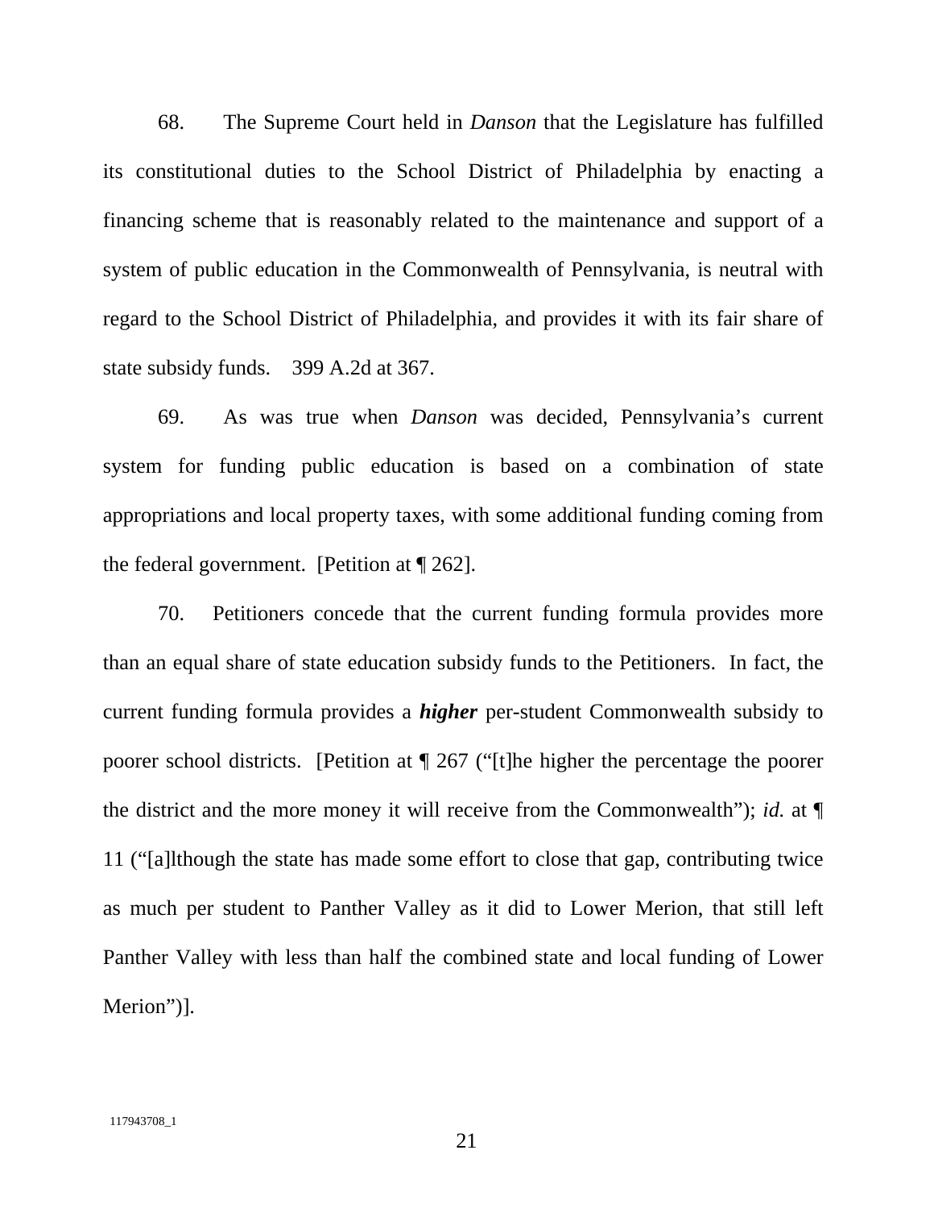68. The Supreme Court held in *Danson* that the Legislature has fulfilled its constitutional duties to the School District of Philadelphia by enacting a financing scheme that is reasonably related to the maintenance and support of a system of public education in the Commonwealth of Pennsylvania, is neutral with regard to the School District of Philadelphia, and provides it with its fair share of state subsidy funds. 399 A.2d at 367.

69. As was true when *Danson* was decided, Pennsylvania's current system for funding public education is based on a combination of state appropriations and local property taxes, with some additional funding coming from the federal government. [Petition at ¶ 262].

70. Petitioners concede that the current funding formula provides more than an equal share of state education subsidy funds to the Petitioners. In fact, the current funding formula provides a ***higher*** per-student Commonwealth subsidy to poorer school districts. [Petition at ¶ 267 ("[t]he higher the percentage the poorer the district and the more money it will receive from the Commonwealth"); *id.* at ¶ 11 ("[a]lthough the state has made some effort to close that gap, contributing twice as much per student to Panther Valley as it did to Lower Merion, that still left Panther Valley with less than half the combined state and local funding of Lower Merion")].

117943708_1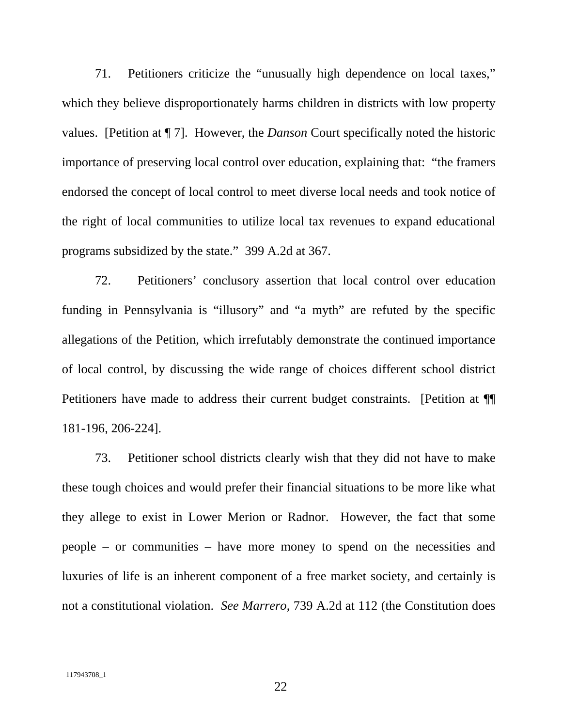71. Petitioners criticize the "unusually high dependence on local taxes," which they believe disproportionately harms children in districts with low property values. [Petition at ¶ 7]. However, the *Danson* Court specifically noted the historic importance of preserving local control over education, explaining that: "the framers endorsed the concept of local control to meet diverse local needs and took notice of the right of local communities to utilize local tax revenues to expand educational programs subsidized by the state." 399 A.2d at 367.

72. Petitioners' conclusory assertion that local control over education funding in Pennsylvania is "illusory" and "a myth" are refuted by the specific allegations of the Petition, which irrefutably demonstrate the continued importance of local control, by discussing the wide range of choices different school district Petitioners have made to address their current budget constraints. [Petition at ¶¶ 181-196, 206-224].

73. Petitioner school districts clearly wish that they did not have to make these tough choices and would prefer their financial situations to be more like what they allege to exist in Lower Merion or Radnor. However, the fact that some people – or communities – have more money to spend on the necessities and luxuries of life is an inherent component of a free market society, and certainly is not a constitutional violation. *See Marrero*, 739 A.2d at 112 (the Constitution does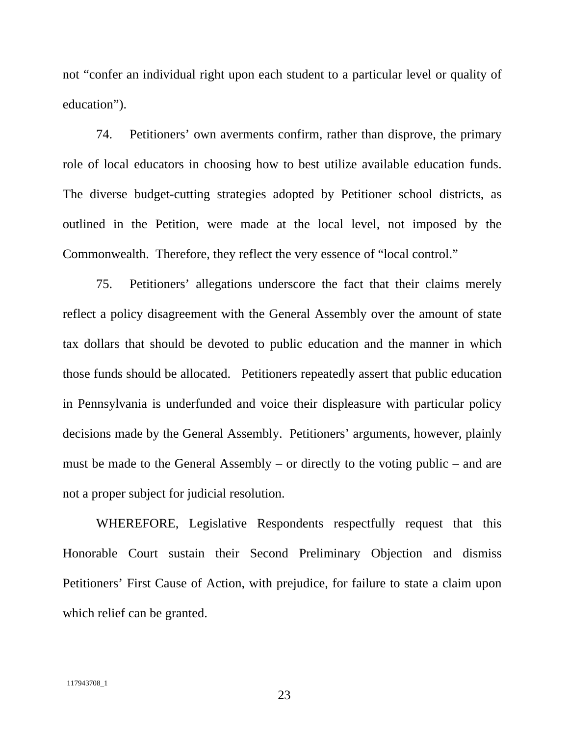not "confer an individual right upon each student to a particular level or quality of education").

74. Petitioners' own averments confirm, rather than disprove, the primary role of local educators in choosing how to best utilize available education funds. The diverse budget-cutting strategies adopted by Petitioner school districts, as outlined in the Petition, were made at the local level, not imposed by the Commonwealth. Therefore, they reflect the very essence of "local control."

75. Petitioners' allegations underscore the fact that their claims merely reflect a policy disagreement with the General Assembly over the amount of state tax dollars that should be devoted to public education and the manner in which those funds should be allocated. Petitioners repeatedly assert that public education in Pennsylvania is underfunded and voice their displeasure with particular policy decisions made by the General Assembly. Petitioners' arguments, however, plainly must be made to the General Assembly – or directly to the voting public – and are not a proper subject for judicial resolution.

WHEREFORE, Legislative Respondents respectfully request that this Honorable Court sustain their Second Preliminary Objection and dismiss Petitioners' First Cause of Action, with prejudice, for failure to state a claim upon which relief can be granted.

117943708_1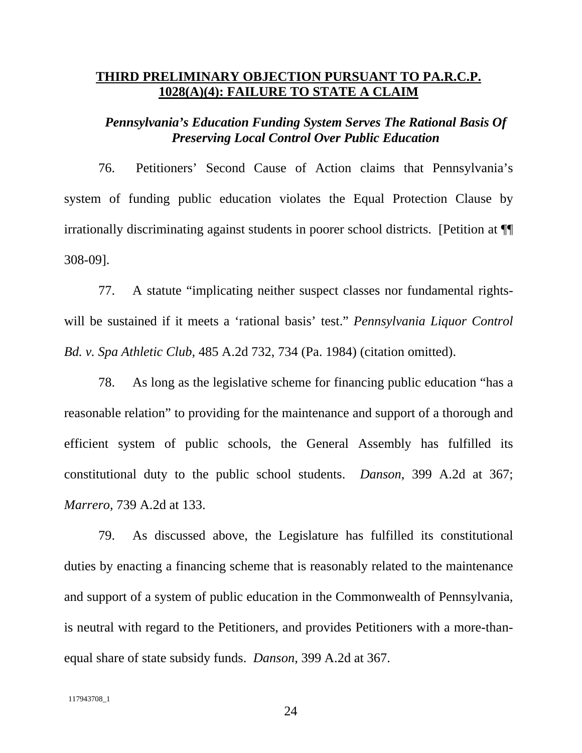## THIRD PRELIMINARY OBJECTION PURSUANT TO PA.R.C.P. 1028(A)(4): FAILURE TO STATE A CLAIM

### *Pennsylvania's Education Funding System Serves The Rational Basis Of Preserving Local Control Over Public Education*

76. Petitioners' Second Cause of Action claims that Pennsylvania's system of funding public education violates the Equal Protection Clause by irrationally discriminating against students in poorer school districts. [Petition at ¶¶ 308-09].

77. A statute "implicating neither suspect classes nor fundamental rights-will be sustained if it meets a 'rational basis' test." *Pennsylvania Liquor Control Bd. v. Spa Athletic Club*, 485 A.2d 732, 734 (Pa. 1984) (citation omitted).

78. As long as the legislative scheme for financing public education "has a reasonable relation" to providing for the maintenance and support of a thorough and efficient system of public schools, the General Assembly has fulfilled its constitutional duty to the public school students. *Danson*, 399 A.2d at 367; *Marrero*, 739 A.2d at 133.

79. As discussed above, the Legislature has fulfilled its constitutional duties by enacting a financing scheme that is reasonably related to the maintenance and support of a system of public education in the Commonwealth of Pennsylvania, is neutral with regard to the Petitioners, and provides Petitioners with a more-than-equal share of state subsidy funds. *Danson*, 399 A.2d at 367.

117943708_1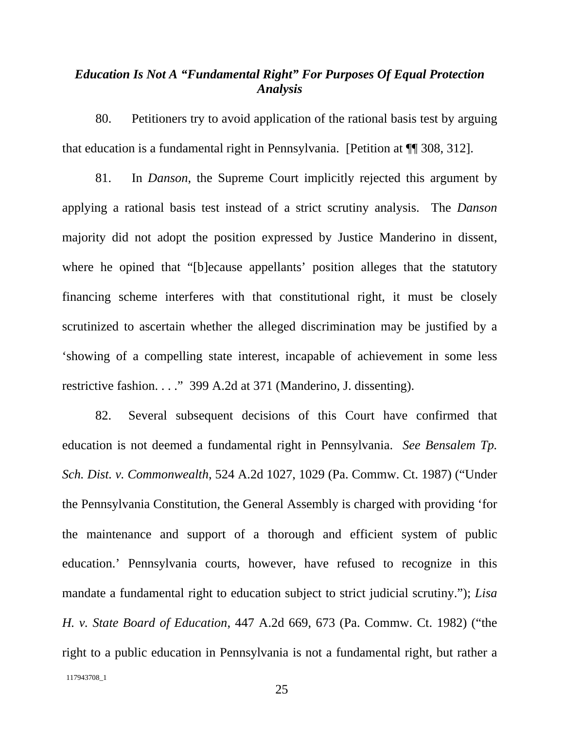### *Education Is Not A "Fundamental Right" For Purposes Of Equal Protection Analysis*

80. Petitioners try to avoid application of the rational basis test by arguing that education is a fundamental right in Pennsylvania. [Petition at ¶¶ 308, 312].

81. In *Danson,* the Supreme Court implicitly rejected this argument by applying a rational basis test instead of a strict scrutiny analysis. The *Danson* majority did not adopt the position expressed by Justice Manderino in dissent, where he opined that "[b]ecause appellants' position alleges that the statutory financing scheme interferes with that constitutional right, it must be closely scrutinized to ascertain whether the alleged discrimination may be justified by a 'showing of a compelling state interest, incapable of achievement in some less restrictive fashion. . . ." 399 A.2d at 371 (Manderino, J. dissenting).

82. Several subsequent decisions of this Court have confirmed that education is not deemed a fundamental right in Pennsylvania. *See Bensalem Tp. Sch. Dist. v. Commonwealth*, 524 A.2d 1027, 1029 (Pa. Commw. Ct. 1987) ("Under the Pennsylvania Constitution, the General Assembly is charged with providing 'for the maintenance and support of a thorough and efficient system of public education.' Pennsylvania courts, however, have refused to recognize in this mandate a fundamental right to education subject to strict judicial scrutiny."); *Lisa H. v. State Board of Education*, 447 A.2d 669, 673 (Pa. Commw. Ct. 1982) ("the right to a public education in Pennsylvania is not a fundamental right, but rather a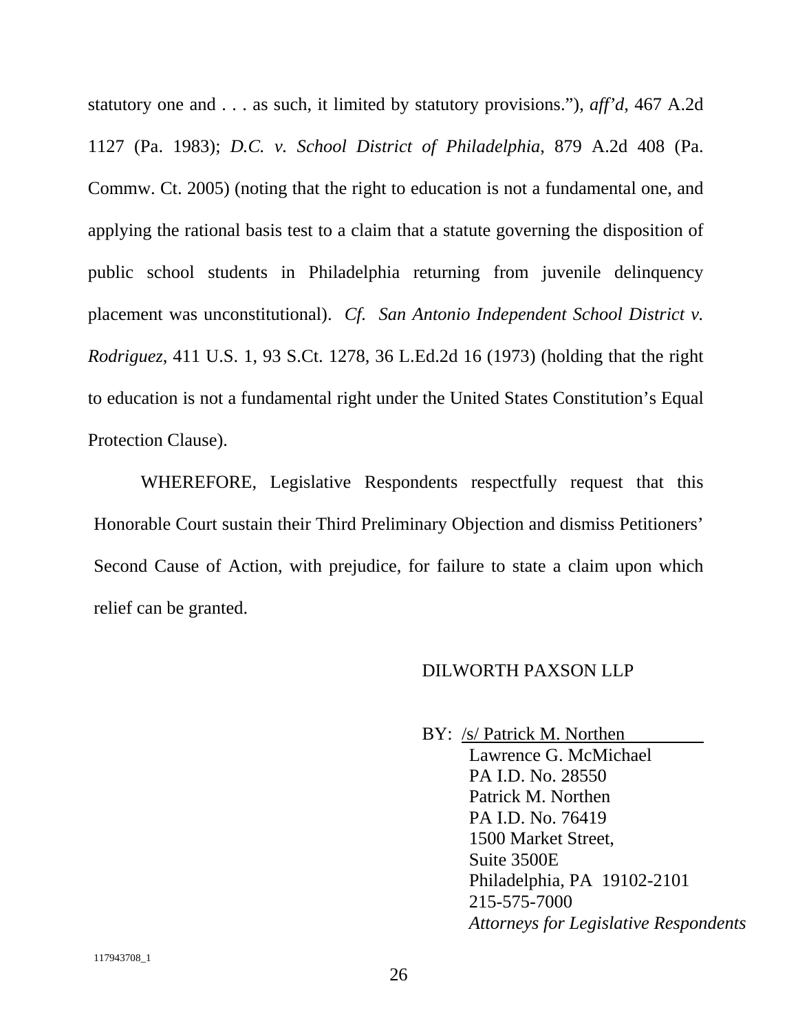statutory one and . . . as such, it limited by statutory provisions."), *aff'd,* 467 A.2d 1127 (Pa. 1983); *D.C. v. School District of Philadelphia*, 879 A.2d 408 (Pa. Commw. Ct. 2005) (noting that the right to education is not a fundamental one, and applying the rational basis test to a claim that a statute governing the disposition of public school students in Philadelphia returning from juvenile delinquency placement was unconstitutional). *Cf. San Antonio Independent School District v. Rodriguez*, 411 U.S. 1, 93 S.Ct. 1278, 36 L.Ed.2d 16 (1973) (holding that the right to education is not a fundamental right under the United States Constitution's Equal Protection Clause).

WHEREFORE, Legislative Respondents respectfully request that this Honorable Court sustain their Third Preliminary Objection and dismiss Petitioners' Second Cause of Action, with prejudice, for failure to state a claim upon which relief can be granted.

DILWORTH PAXSON LLP

BY: /s/ Patrick M. Northen
Lawrence G. McMichael
PA I.D. No. 28550
Patrick M. Northen
PA I.D. No. 76419
1500 Market Street,
Suite 3500E
Philadelphia, PA 19102-2101
215-575-7000
*Attorneys for Legislative Respondents*

117943708_1